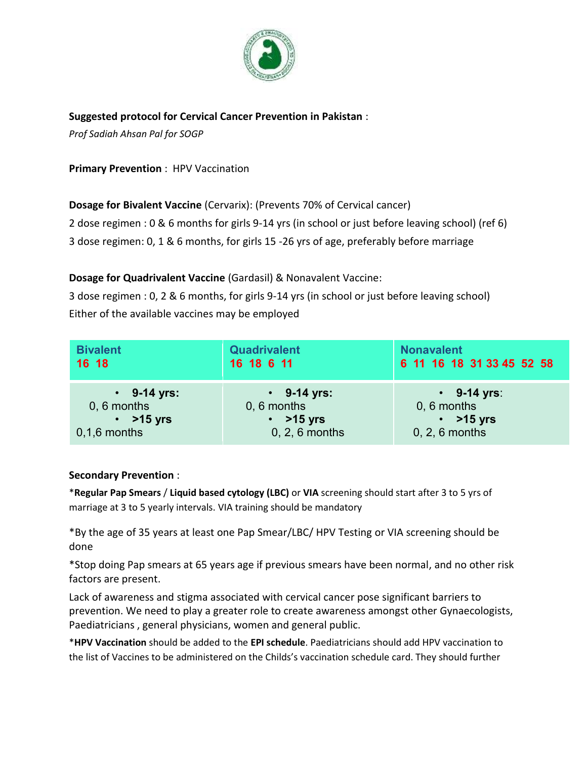**Suggested protocol for Cervical Cancer Prevention in Pakistan** :

*Prof Sadiah Ahsan Pal for SOGP*

**Primary Prevention** : HPV Vaccination

**Dosage for Bivalent Vaccine** (Cervarix): (Prevents 70% of Cervical cancer)

2 dose regimen : 0 & 6 months for girls 9-14 yrs (in school or just before leaving school) (ref 6)

3 dose regimen: 0, 1 & 6 months, for girls 15 -26 yrs of age, preferably before marriage

**Dosage for Quadrivalent Vaccine** (Gardasil) & Nonavalent Vaccine:

3 dose regimen : 0, 2 & 6 months, for girls 9-14 yrs (in school or just before leaving school)

Either of the available vaccines may be employed

| Bivalent<br>16 18 | Quadrivalent<br>16 18 6 11 | Nonavalent<br>6 11 16 18 31 33 45 52 58 |
|---|---|---|
| • **9-14 yrs:**<br>0, 6 months<br>• **>15 yrs**<br>0,1,6 months | • **9-14 yrs:**<br>0, 6 months<br>• **>15 yrs**<br>0, 2, 6 months | • **9-14 yrs**:<br>0, 6 months<br>• **>15 yrs**<br>0, 2, 6 months |

**Secondary Prevention** :

*__Regular Pap Smears__ / **Liquid based cytology (LBC)** or **VIA** screening should start after 3 to 5 yrs of marriage at 3 to 5 yearly intervals. VIA training should be mandatory

*By the age of 35 years at least one Pap Smear/LBC/ HPV Testing or VIA screening should be done

*Stop doing Pap smears at 65 years age if previous smears have been normal, and no other risk factors are present.

Lack of awareness and stigma associated with cervical cancer pose significant barriers to prevention. We need to play a greater role to create awareness amongst other Gynaecologists, Paediatricians , general physicians, women and general public.

*__HPV Vaccination__ should be added to the **EPI schedule**. Paediatricians should add HPV vaccination to the list of Vaccines to be administered on the Childs's vaccination schedule card. They should further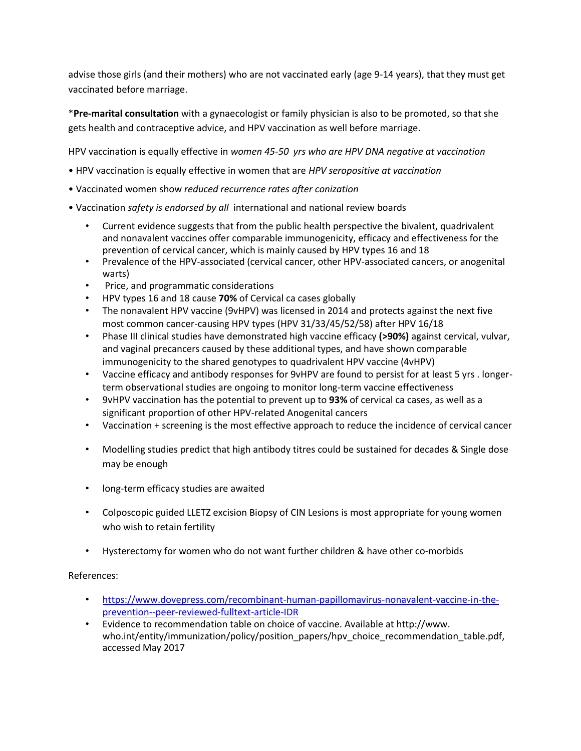advise those girls (and their mothers) who are not vaccinated early (age 9-14 years), that they must get vaccinated before marriage.

*Pre-marital consultation** with a gynaecologist or family physician is also to be promoted, so that she gets health and contraceptive advice, and HPV vaccination as well before marriage.

HPV vaccination is equally effective in *women 45-50 yrs who are HPV DNA negative at vaccination*

- HPV vaccination is equally effective in women that are *HPV seropositive at vaccination*
- Vaccinated women show *reduced recurrence rates after conization*
- Vaccination *safety is endorsed by all* international and national review boards
  - Current evidence suggests that from the public health perspective the bivalent, quadrivalent and nonavalent vaccines offer comparable immunogenicity, efficacy and effectiveness for the prevention of cervical cancer, which is mainly caused by HPV types 16 and 18
  - Prevalence of the HPV-associated (cervical cancer, other HPV-associated cancers, or anogenital warts)
  - Price, and programmatic considerations
  - HPV types 16 and 18 cause **70%** of Cervical ca cases globally
  - The nonavalent HPV vaccine (9vHPV) was licensed in 2014 and protects against the next five most common cancer-causing HPV types (HPV 31/33/45/52/58) after HPV 16/18
  - Phase III clinical studies have demonstrated high vaccine efficacy **(>90%)** against cervical, vulvar, and vaginal precancers caused by these additional types, and have shown comparable immunogenicity to the shared genotypes to quadrivalent HPV vaccine (4vHPV)
  - Vaccine efficacy and antibody responses for 9vHPV are found to persist for at least 5 yrs . longer-term observational studies are ongoing to monitor long-term vaccine effectiveness
  - 9vHPV vaccination has the potential to prevent up to **93%** of cervical ca cases, as well as a significant proportion of other HPV-related Anogenital cancers
  - Vaccination + screening is the most effective approach to reduce the incidence of cervical cancer
  - Modelling studies predict that high antibody titres could be sustained for decades & Single dose may be enough
  - long-term efficacy studies are awaited
  - Colposcopic guided LLETZ excision Biopsy of CIN Lesions is most appropriate for young women who wish to retain fertility
  - Hysterectomy for women who do not want further children & have other co-morbids

References:

- https://www.dovepress.com/recombinant-human-papillomavirus-nonavalent-vaccine-in-the-prevention--peer-reviewed-fulltext-article-IDR
- Evidence to recommendation table on choice of vaccine. Available at http://www.who.int/entity/immunization/policy/position_papers/hpv_choice_recommendation_table.pdf, accessed May 2017